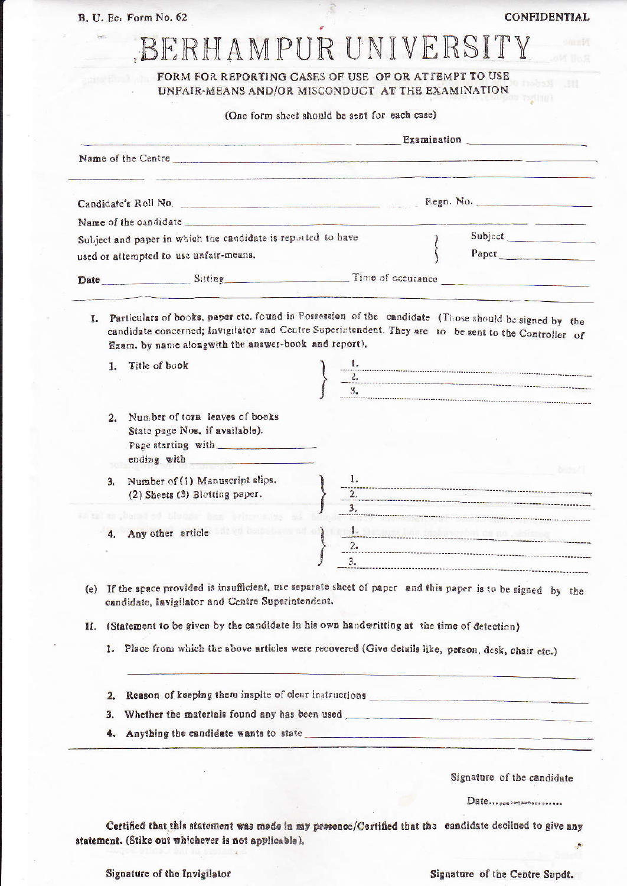B. U. Ec. Form No. 62

CONFIDENTIAL

# BERHAMPUR UNIVERSITY

## FORM FOR REPORTING CASES OF USE OF OR ATTEMPT TO USE UNFAIR-MEANS AND/OR MISCONDUCT AT THE EXAMINATION

(One form sheet should be sent for each case)

_______________ Examination _______________

Name of the Centre _______________

Candidate's Roll No. _______________ Regn. No. _______________

Name of the candidate _______________

Subject and paper in which the candidate is reported to have used or attempted to use unfair-means. } Subject _______________ Paper _______________

Date _______________ Sitting _______________ Time of occurance _______________

I. Particulars of books, paper etc. found in Possession of the candidate (Those should be signed by the candidate concerned; Invigilator and Centre Superintendent. They are to be sent to the Controller of Exam. by name alongwith the answer-book and report).

1. Title of book } 1. _______________ 2. _______________ 3. _______________

2. Number of torn leaves of books State page Nos. if available). Page starting with _______________ ending with _______________

3. Number of (1) Manuscript slips. (2) Sheets (3) Blotting paper. } 1. _______________ 2. _______________ 3. _______________

4. Any other article } 1. _______________ 2. _______________ 3. _______________

(e) If the space provided is insufficient, use separate sheet of paper and this paper is to be signed by the candidate, Invigilator and Centre Superintendent.

II. (Statement to be given by the candidate in his own handwritting at the time of detection)

1. Place from which the above articles were recovered (Give details like, person, desk, chair etc.)

_______________

2. Reason of keeping them inspite of clear instructions _______________
3. Whether the materials found any has been used _______________
4. Anything the candidate wants to state _______________

Signature of the candidate

Date...................

**Certified that this statement was made in my presence/Certified that the candidate declined to give any statement. (Strike out whichever is not applicable).**

Signature of the Invigilator

Signature of the Centre Supdt.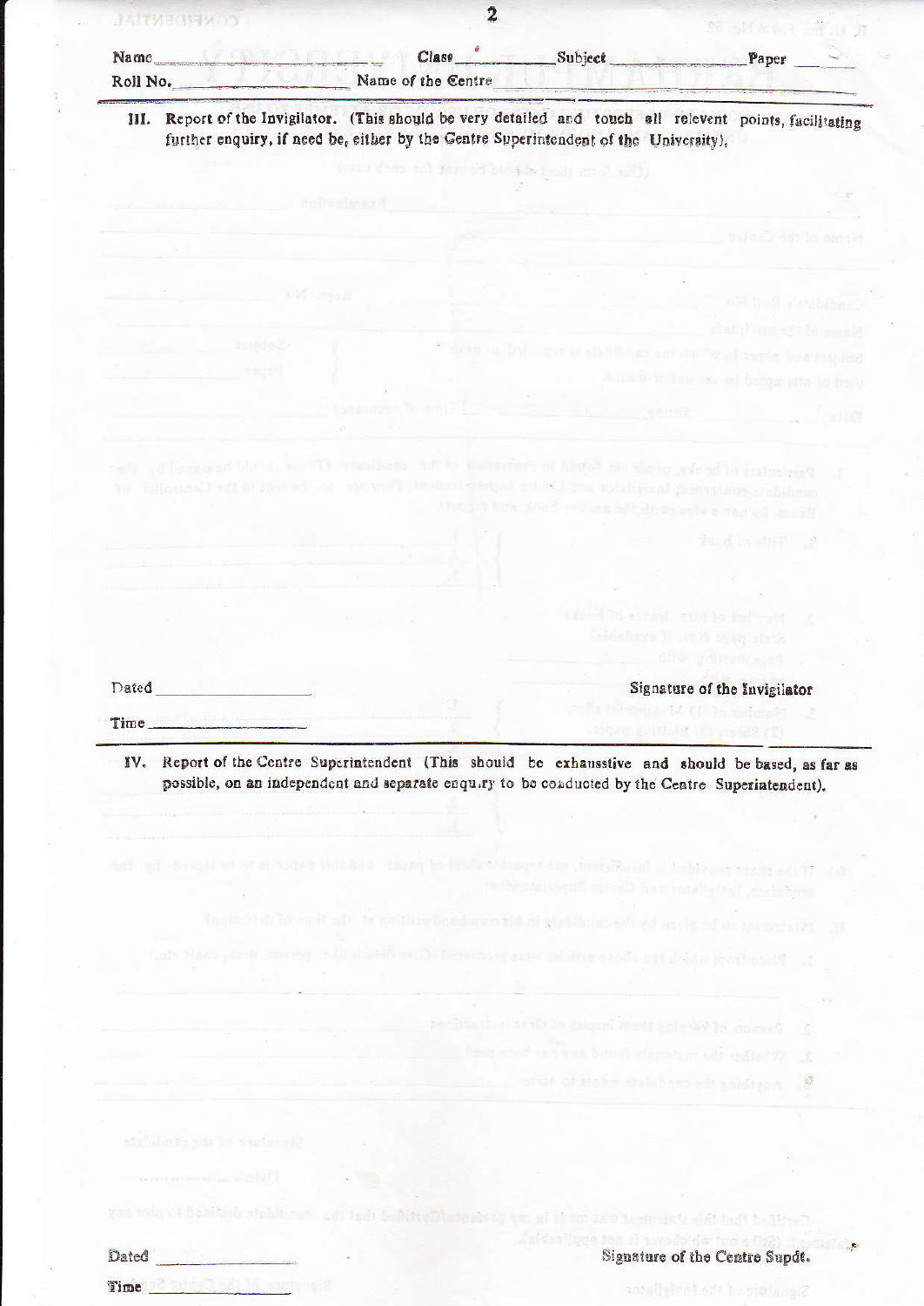Name ______________ Class ______________ Subject ______________ Paper ______________

Roll No. ______________ Name of the Centre ______________

**III. Report of the Invigilator.** (This should be very detailed and touch all relevent points, facilitating further enquiry, if need be, either by the Centre Superintendent of the University).

Dated ______________

Time ______________

**Signature of the Invigilator**

**IV. Report of the Centre Superintendent** (This should be exhausstive and should be based, as far as possible, on an independent and separate enquiry to be conducted by the Centre Superintendent).

Dated ______________

Time ______________

**Signature of the Centre Supdt.**